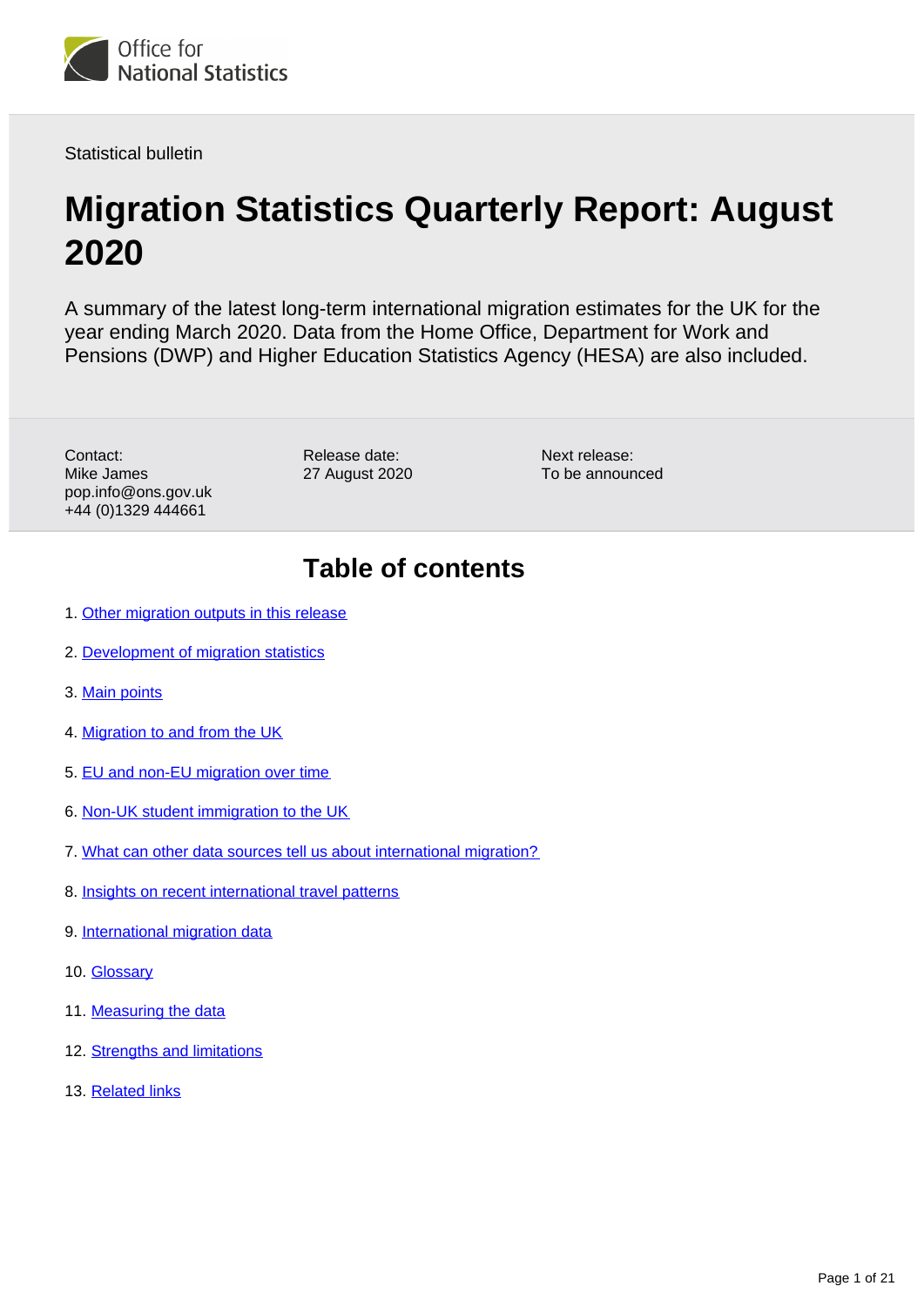Office for National Statistics

Statistical bulletin

# Migration Statistics Quarterly Report: August 2020

A summary of the latest long-term international migration estimates for the UK for the year ending March 2020. Data from the Home Office, Department for Work and Pensions (DWP) and Higher Education Statistics Agency (HESA) are also included.

Contact:
Mike James
pop.info@ons.gov.uk
+44 (0)1329 444661

Release date:
27 August 2020

Next release:
To be announced

## Table of contents

1. Other migration outputs in this release
2. Development of migration statistics
3. Main points
4. Migration to and from the UK
5. EU and non-EU migration over time
6. Non-UK student immigration to the UK
7. What can other data sources tell us about international migration?
8. Insights on recent international travel patterns
9. International migration data
10. Glossary
11. Measuring the data
12. Strengths and limitations
13. Related links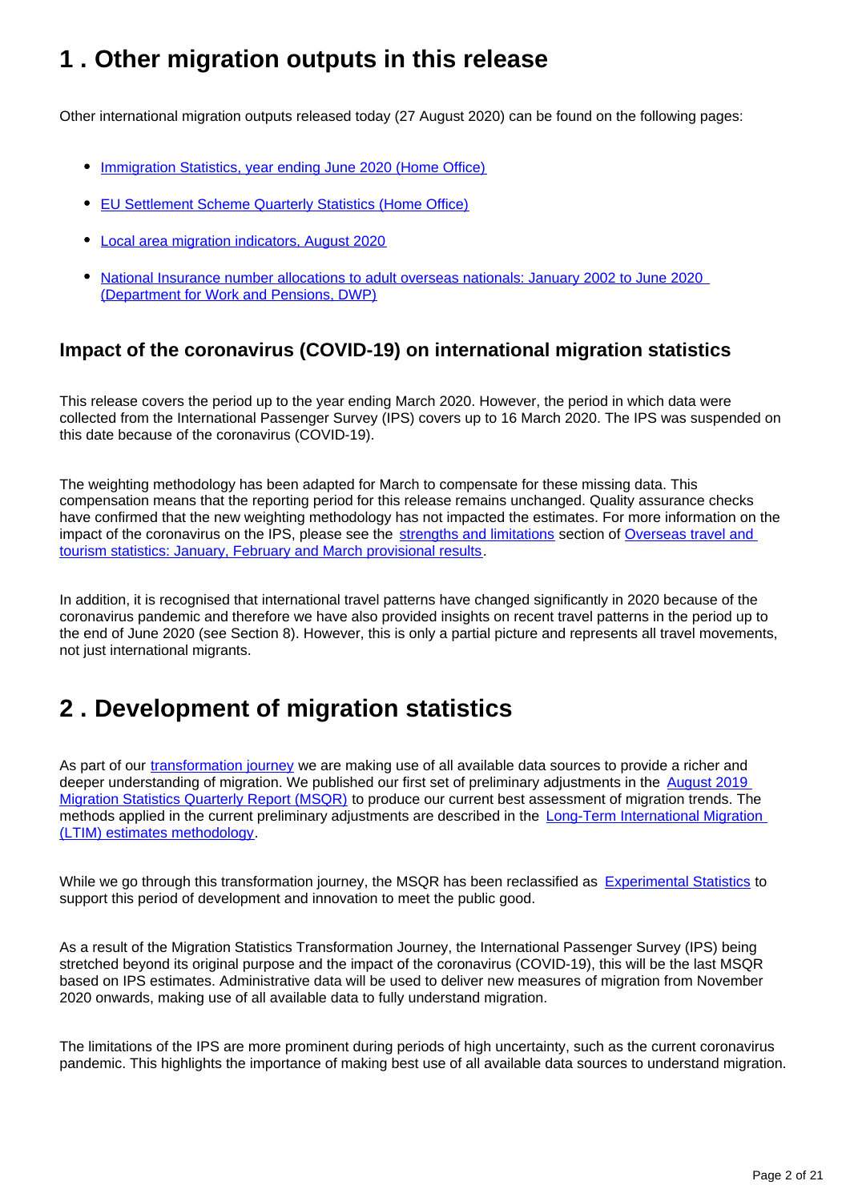## 1 . Other migration outputs in this release

Other international migration outputs released today (27 August 2020) can be found on the following pages:

- Immigration Statistics, year ending June 2020 (Home Office)
- EU Settlement Scheme Quarterly Statistics (Home Office)
- Local area migration indicators, August 2020
- National Insurance number allocations to adult overseas nationals: January 2002 to June 2020 (Department for Work and Pensions, DWP)

### Impact of the coronavirus (COVID-19) on international migration statistics

This release covers the period up to the year ending March 2020. However, the period in which data were collected from the International Passenger Survey (IPS) covers up to 16 March 2020. The IPS was suspended on this date because of the coronavirus (COVID-19).

The weighting methodology has been adapted for March to compensate for these missing data. This compensation means that the reporting period for this release remains unchanged. Quality assurance checks have confirmed that the new weighting methodology has not impacted the estimates. For more information on the impact of the coronavirus on the IPS, please see the strengths and limitations section of Overseas travel and tourism statistics: January, February and March provisional results.

In addition, it is recognised that international travel patterns have changed significantly in 2020 because of the coronavirus pandemic and therefore we have also provided insights on recent travel patterns in the period up to the end of June 2020 (see Section 8). However, this is only a partial picture and represents all travel movements, not just international migrants.

## 2 . Development of migration statistics

As part of our transformation journey we are making use of all available data sources to provide a richer and deeper understanding of migration. We published our first set of preliminary adjustments in the August 2019 Migration Statistics Quarterly Report (MSQR) to produce our current best assessment of migration trends. The methods applied in the current preliminary adjustments are described in the Long-Term International Migration (LTIM) estimates methodology.

While we go through this transformation journey, the MSQR has been reclassified as Experimental Statistics to support this period of development and innovation to meet the public good.

As a result of the Migration Statistics Transformation Journey, the International Passenger Survey (IPS) being stretched beyond its original purpose and the impact of the coronavirus (COVID-19), this will be the last MSQR based on IPS estimates. Administrative data will be used to deliver new measures of migration from November 2020 onwards, making use of all available data to fully understand migration.

The limitations of the IPS are more prominent during periods of high uncertainty, such as the current coronavirus pandemic. This highlights the importance of making best use of all available data sources to understand migration.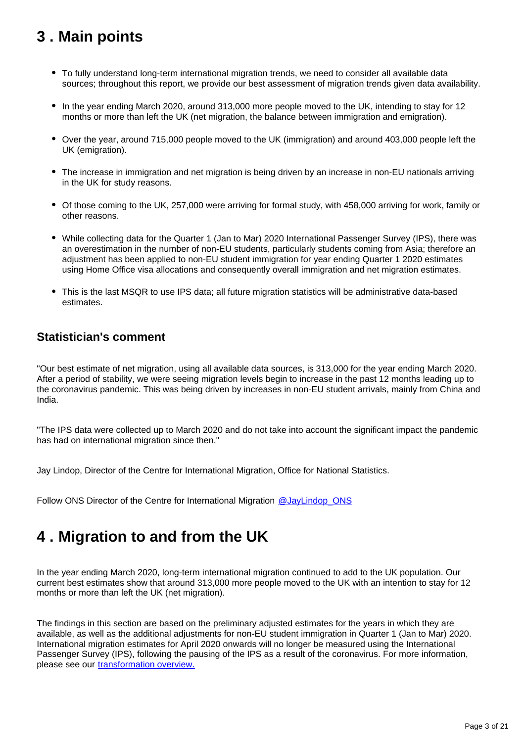## 3 . Main points

- To fully understand long-term international migration trends, we need to consider all available data sources; throughout this report, we provide our best assessment of migration trends given data availability.
- In the year ending March 2020, around 313,000 more people moved to the UK, intending to stay for 12 months or more than left the UK (net migration, the balance between immigration and emigration).
- Over the year, around 715,000 people moved to the UK (immigration) and around 403,000 people left the UK (emigration).
- The increase in immigration and net migration is being driven by an increase in non-EU nationals arriving in the UK for study reasons.
- Of those coming to the UK, 257,000 were arriving for formal study, with 458,000 arriving for work, family or other reasons.
- While collecting data for the Quarter 1 (Jan to Mar) 2020 International Passenger Survey (IPS), there was an overestimation in the number of non-EU students, particularly students coming from Asia; therefore an adjustment has been applied to non-EU student immigration for year ending Quarter 1 2020 estimates using Home Office visa allocations and consequently overall immigration and net migration estimates.
- This is the last MSQR to use IPS data; all future migration statistics will be administrative data-based estimates.

### Statistician's comment

"Our best estimate of net migration, using all available data sources, is 313,000 for the year ending March 2020. After a period of stability, we were seeing migration levels begin to increase in the past 12 months leading up to the coronavirus pandemic. This was being driven by increases in non-EU student arrivals, mainly from China and India.

"The IPS data were collected up to March 2020 and do not take into account the significant impact the pandemic has had on international migration since then."

Jay Lindop, Director of the Centre for International Migration, Office for National Statistics.

Follow ONS Director of the Centre for International Migration @JayLindop_ONS

## 4 . Migration to and from the UK

In the year ending March 2020, long-term international migration continued to add to the UK population. Our current best estimates show that around 313,000 more people moved to the UK with an intention to stay for 12 months or more than left the UK (net migration).

The findings in this section are based on the preliminary adjusted estimates for the years in which they are available, as well as the additional adjustments for non-EU student immigration in Quarter 1 (Jan to Mar) 2020. International migration estimates for April 2020 onwards will no longer be measured using the International Passenger Survey (IPS), following the pausing of the IPS as a result of the coronavirus. For more information, please see our transformation overview.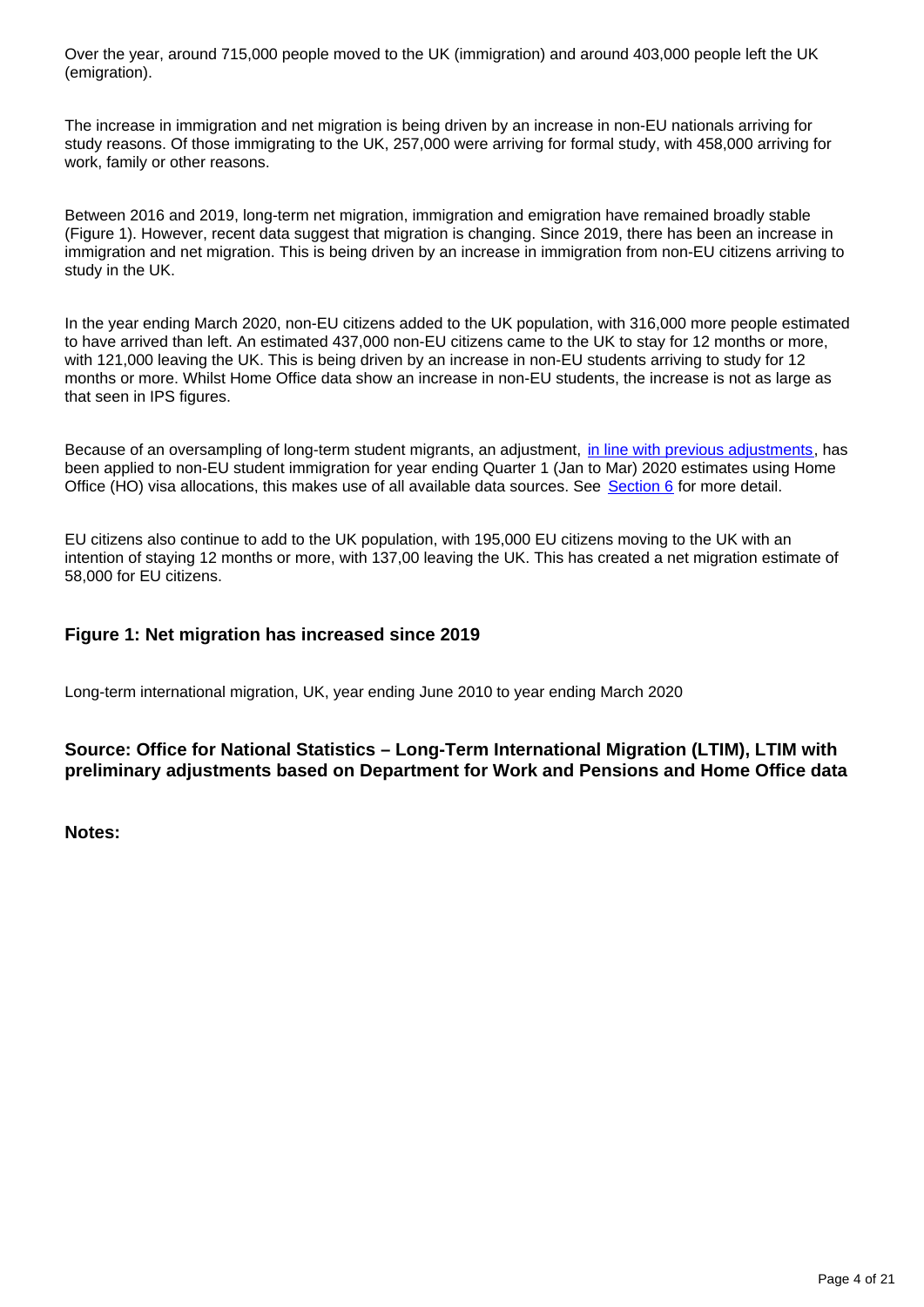Over the year, around 715,000 people moved to the UK (immigration) and around 403,000 people left the UK (emigration).

The increase in immigration and net migration is being driven by an increase in non-EU nationals arriving for study reasons. Of those immigrating to the UK, 257,000 were arriving for formal study, with 458,000 arriving for work, family or other reasons.

Between 2016 and 2019, long-term net migration, immigration and emigration have remained broadly stable (Figure 1). However, recent data suggest that migration is changing. Since 2019, there has been an increase in immigration and net migration. This is being driven by an increase in immigration from non-EU citizens arriving to study in the UK.

In the year ending March 2020, non-EU citizens added to the UK population, with 316,000 more people estimated to have arrived than left. An estimated 437,000 non-EU citizens came to the UK to stay for 12 months or more, with 121,000 leaving the UK. This is being driven by an increase in non-EU students arriving to study for 12 months or more. Whilst Home Office data show an increase in non-EU students, the increase is not as large as that seen in IPS figures.

Because of an oversampling of long-term student migrants, an adjustment, in line with previous adjustments, has been applied to non-EU student immigration for year ending Quarter 1 (Jan to Mar) 2020 estimates using Home Office (HO) visa allocations, this makes use of all available data sources. See Section 6 for more detail.

EU citizens also continue to add to the UK population, with 195,000 EU citizens moving to the UK with an intention of staying 12 months or more, with 137,00 leaving the UK. This has created a net migration estimate of 58,000 for EU citizens.

### Figure 1: Net migration has increased since 2019

Long-term international migration, UK, year ending June 2010 to year ending March 2020

**Source: Office for National Statistics – Long-Term International Migration (LTIM), LTIM with preliminary adjustments based on Department for Work and Pensions and Home Office data**

**Notes:**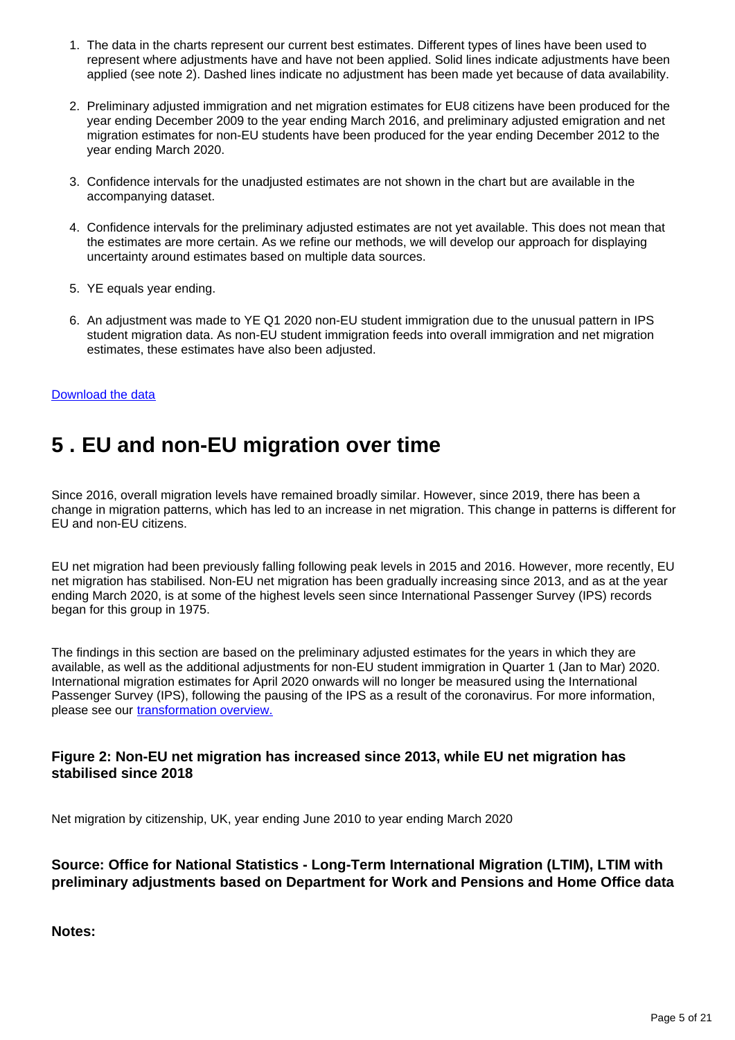1. The data in the charts represent our current best estimates. Different types of lines have been used to represent where adjustments have and have not been applied. Solid lines indicate adjustments have been applied (see note 2). Dashed lines indicate no adjustment has been made yet because of data availability.

2. Preliminary adjusted immigration and net migration estimates for EU8 citizens have been produced for the year ending December 2009 to the year ending March 2016, and preliminary adjusted emigration and net migration estimates for non-EU students have been produced for the year ending December 2012 to the year ending March 2020.

3. Confidence intervals for the unadjusted estimates are not shown in the chart but are available in the accompanying dataset.

4. Confidence intervals for the preliminary adjusted estimates are not yet available. This does not mean that the estimates are more certain. As we refine our methods, we will develop our approach for displaying uncertainty around estimates based on multiple data sources.

5. YE equals year ending.

6. An adjustment was made to YE Q1 2020 non-EU student immigration due to the unusual pattern in IPS student migration data. As non-EU student immigration feeds into overall immigration and net migration estimates, these estimates have also been adjusted.

Download the data

## 5 . EU and non-EU migration over time

Since 2016, overall migration levels have remained broadly similar. However, since 2019, there has been a change in migration patterns, which has led to an increase in net migration. This change in patterns is different for EU and non-EU citizens.

EU net migration had been previously falling following peak levels in 2015 and 2016. However, more recently, EU net migration has stabilised. Non-EU net migration has been gradually increasing since 2013, and as at the year ending March 2020, is at some of the highest levels seen since International Passenger Survey (IPS) records began for this group in 1975.

The findings in this section are based on the preliminary adjusted estimates for the years in which they are available, as well as the additional adjustments for non-EU student immigration in Quarter 1 (Jan to Mar) 2020. International migration estimates for April 2020 onwards will no longer be measured using the International Passenger Survey (IPS), following the pausing of the IPS as a result of the coronavirus. For more information, please see our transformation overview.

### Figure 2: Non-EU net migration has increased since 2013, while EU net migration has stabilised since 2018

Net migration by citizenship, UK, year ending June 2010 to year ending March 2020

**Source: Office for National Statistics - Long-Term International Migration (LTIM), LTIM with preliminary adjustments based on Department for Work and Pensions and Home Office data**

**Notes:**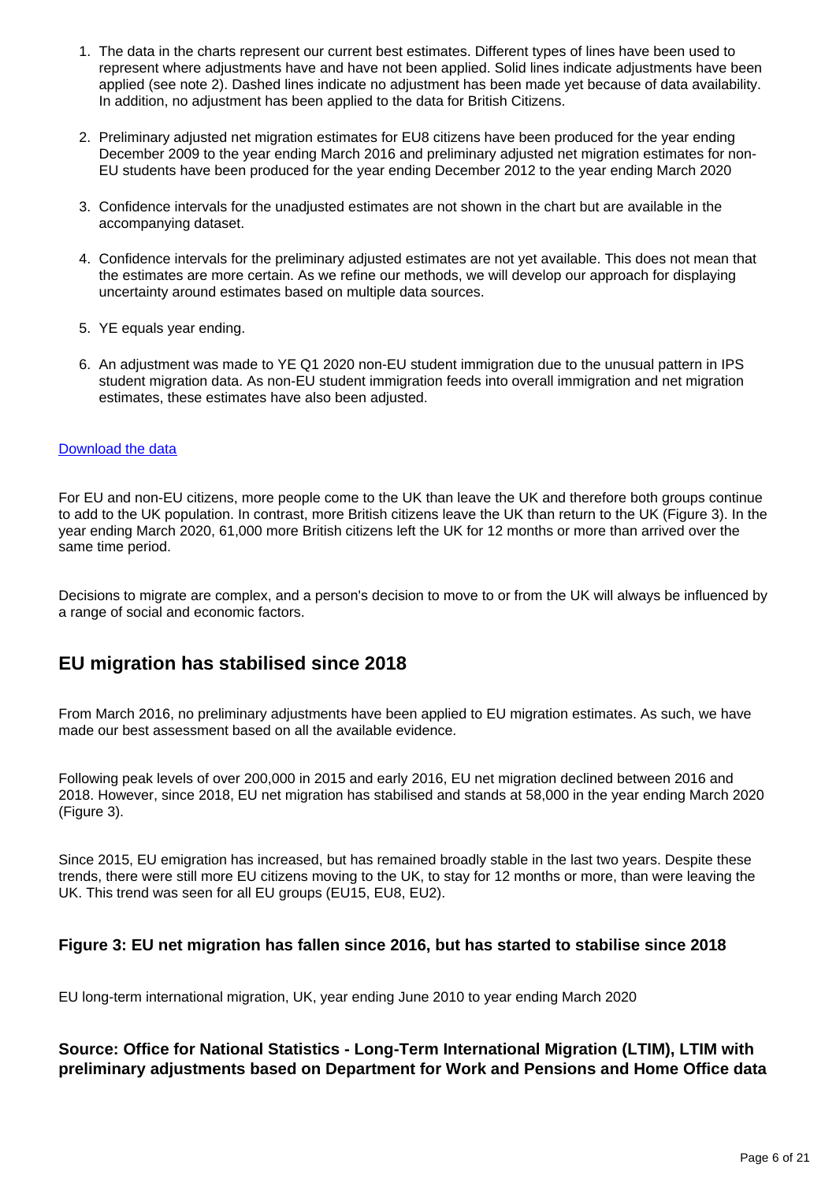1. The data in the charts represent our current best estimates. Different types of lines have been used to represent where adjustments have and have not been applied. Solid lines indicate adjustments have been applied (see note 2). Dashed lines indicate no adjustment has been made yet because of data availability. In addition, no adjustment has been applied to the data for British Citizens.

2. Preliminary adjusted net migration estimates for EU8 citizens have been produced for the year ending December 2009 to the year ending March 2016 and preliminary adjusted net migration estimates for non-EU students have been produced for the year ending December 2012 to the year ending March 2020

3. Confidence intervals for the unadjusted estimates are not shown in the chart but are available in the accompanying dataset.

4. Confidence intervals for the preliminary adjusted estimates are not yet available. This does not mean that the estimates are more certain. As we refine our methods, we will develop our approach for displaying uncertainty around estimates based on multiple data sources.

5. YE equals year ending.

6. An adjustment was made to YE Q1 2020 non-EU student immigration due to the unusual pattern in IPS student migration data. As non-EU student immigration feeds into overall immigration and net migration estimates, these estimates have also been adjusted.

Download the data

For EU and non-EU citizens, more people come to the UK than leave the UK and therefore both groups continue to add to the UK population. In contrast, more British citizens leave the UK than return to the UK (Figure 3). In the year ending March 2020, 61,000 more British citizens left the UK for 12 months or more than arrived over the same time period.

Decisions to migrate are complex, and a person's decision to move to or from the UK will always be influenced by a range of social and economic factors.

## EU migration has stabilised since 2018

From March 2016, no preliminary adjustments have been applied to EU migration estimates. As such, we have made our best assessment based on all the available evidence.

Following peak levels of over 200,000 in 2015 and early 2016, EU net migration declined between 2016 and 2018. However, since 2018, EU net migration has stabilised and stands at 58,000 in the year ending March 2020 (Figure 3).

Since 2015, EU emigration has increased, but has remained broadly stable in the last two years. Despite these trends, there were still more EU citizens moving to the UK, to stay for 12 months or more, than were leaving the UK. This trend was seen for all EU groups (EU15, EU8, EU2).

### Figure 3: EU net migration has fallen since 2016, but has started to stabilise since 2018

EU long-term international migration, UK, year ending June 2010 to year ending March 2020

### Source: Office for National Statistics - Long-Term International Migration (LTIM), LTIM with preliminary adjustments based on Department for Work and Pensions and Home Office data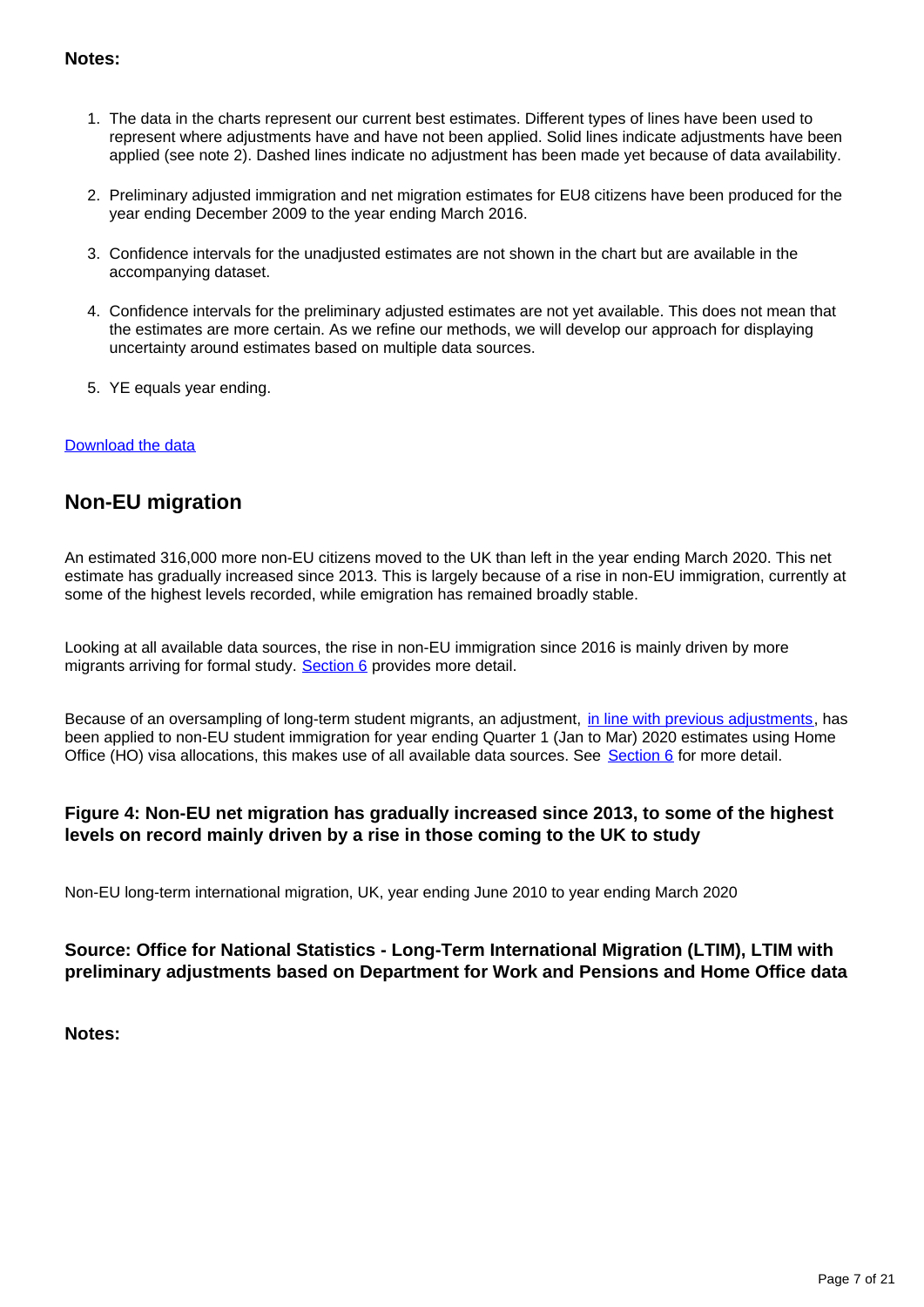**Notes:**

1. The data in the charts represent our current best estimates. Different types of lines have been used to represent where adjustments have and have not been applied. Solid lines indicate adjustments have been applied (see note 2). Dashed lines indicate no adjustment has been made yet because of data availability.
2. Preliminary adjusted immigration and net migration estimates for EU8 citizens have been produced for the year ending December 2009 to the year ending March 2016.
3. Confidence intervals for the unadjusted estimates are not shown in the chart but are available in the accompanying dataset.
4. Confidence intervals for the preliminary adjusted estimates are not yet available. This does not mean that the estimates are more certain. As we refine our methods, we will develop our approach for displaying uncertainty around estimates based on multiple data sources.
5. YE equals year ending.

Download the data

## Non-EU migration

An estimated 316,000 more non-EU citizens moved to the UK than left in the year ending March 2020. This net estimate has gradually increased since 2013. This is largely because of a rise in non-EU immigration, currently at some of the highest levels recorded, while emigration has remained broadly stable.

Looking at all available data sources, the rise in non-EU immigration since 2016 is mainly driven by more migrants arriving for formal study. Section 6 provides more detail.

Because of an oversampling of long-term student migrants, an adjustment, in line with previous adjustments, has been applied to non-EU student immigration for year ending Quarter 1 (Jan to Mar) 2020 estimates using Home Office (HO) visa allocations, this makes use of all available data sources. See Section 6 for more detail.

### Figure 4: Non-EU net migration has gradually increased since 2013, to some of the highest levels on record mainly driven by a rise in those coming to the UK to study

Non-EU long-term international migration, UK, year ending June 2010 to year ending March 2020

**Source: Office for National Statistics - Long-Term International Migration (LTIM), LTIM with preliminary adjustments based on Department for Work and Pensions and Home Office data**

**Notes:**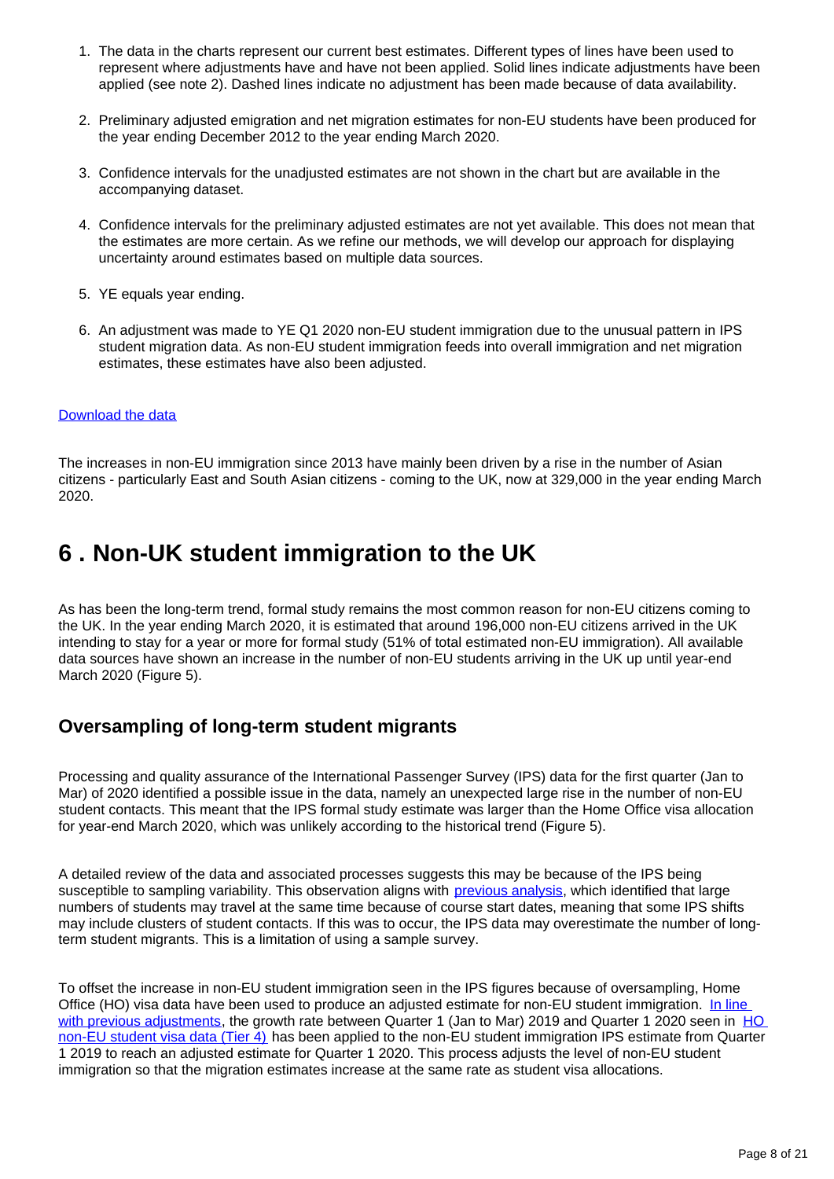1. The data in the charts represent our current best estimates. Different types of lines have been used to represent where adjustments have and have not been applied. Solid lines indicate adjustments have been applied (see note 2). Dashed lines indicate no adjustment has been made because of data availability.

2. Preliminary adjusted emigration and net migration estimates for non-EU students have been produced for the year ending December 2012 to the year ending March 2020.

3. Confidence intervals for the unadjusted estimates are not shown in the chart but are available in the accompanying dataset.

4. Confidence intervals for the preliminary adjusted estimates are not yet available. This does not mean that the estimates are more certain. As we refine our methods, we will develop our approach for displaying uncertainty around estimates based on multiple data sources.

5. YE equals year ending.

6. An adjustment was made to YE Q1 2020 non-EU student immigration due to the unusual pattern in IPS student migration data. As non-EU student immigration feeds into overall immigration and net migration estimates, these estimates have also been adjusted.

[Download the data]

The increases in non-EU immigration since 2013 have mainly been driven by a rise in the number of Asian citizens - particularly East and South Asian citizens - coming to the UK, now at 329,000 in the year ending March 2020.

# 6 . Non-UK student immigration to the UK

As has been the long-term trend, formal study remains the most common reason for non-EU citizens coming to the UK. In the year ending March 2020, it is estimated that around 196,000 non-EU citizens arrived in the UK intending to stay for a year or more for formal study (51% of total estimated non-EU immigration). All available data sources have shown an increase in the number of non-EU students arriving in the UK up until year-end March 2020 (Figure 5).

## Oversampling of long-term student migrants

Processing and quality assurance of the International Passenger Survey (IPS) data for the first quarter (Jan to Mar) of 2020 identified a possible issue in the data, namely an unexpected large rise in the number of non-EU student contacts. This meant that the IPS formal study estimate was larger than the Home Office visa allocation for year-end March 2020, which was unlikely according to the historical trend (Figure 5).

A detailed review of the data and associated processes suggests this may be because of the IPS being susceptible to sampling variability. This observation aligns with [previous analysis], which identified that large numbers of students may travel at the same time because of course start dates, meaning that some IPS shifts may include clusters of student contacts. If this was to occur, the IPS data may overestimate the number of long-term student migrants. This is a limitation of using a sample survey.

To offset the increase in non-EU student immigration seen in the IPS figures because of oversampling, Home Office (HO) visa data have been used to produce an adjusted estimate for non-EU student immigration. [In line with previous adjustments], the growth rate between Quarter 1 (Jan to Mar) 2019 and Quarter 1 2020 seen in [HO non-EU student visa data (Tier 4)] has been applied to the non-EU student immigration IPS estimate from Quarter 1 2019 to reach an adjusted estimate for Quarter 1 2020. This process adjusts the level of non-EU student immigration so that the migration estimates increase at the same rate as student visa allocations.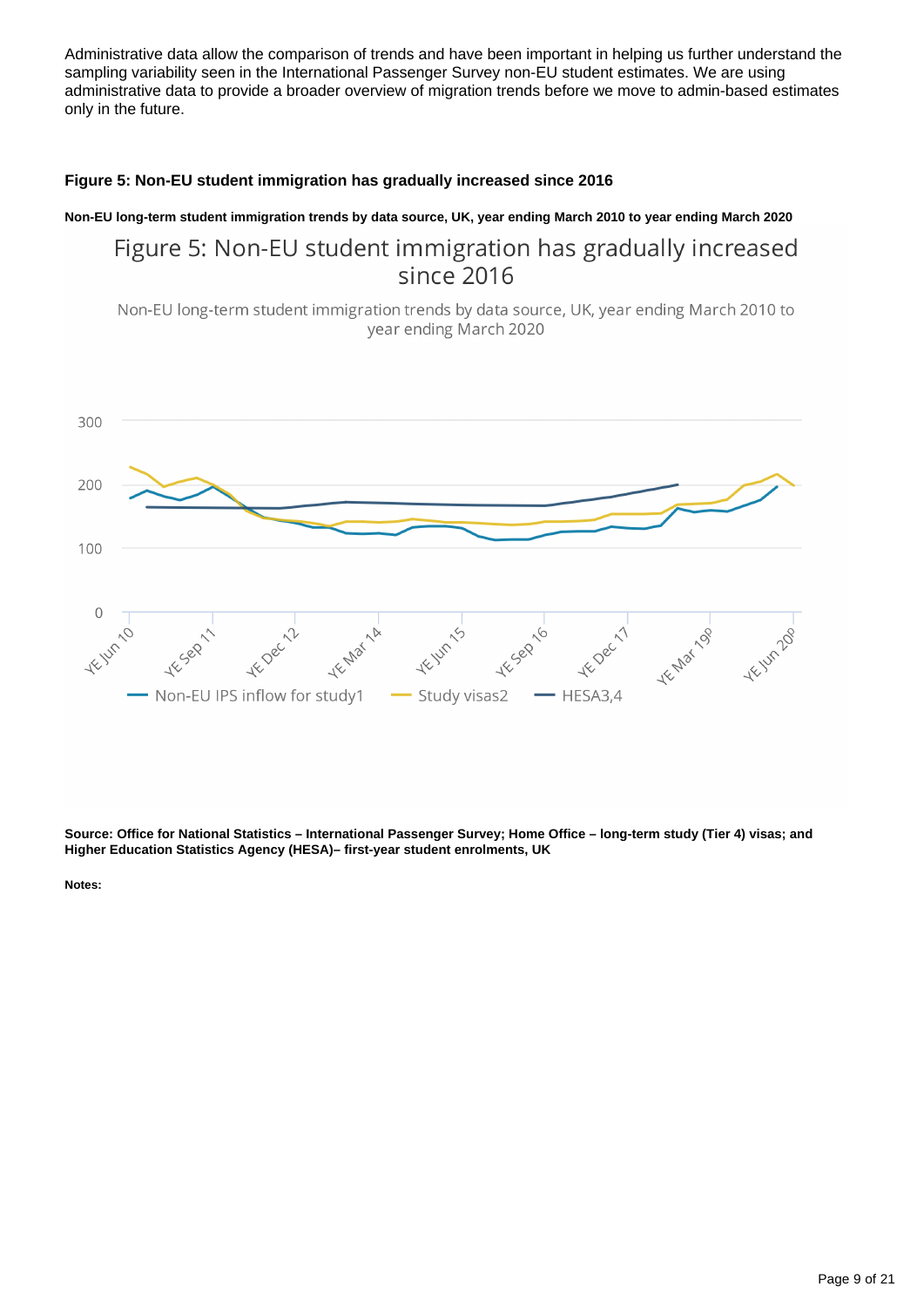Administrative data allow the comparison of trends and have been important in helping us further understand the sampling variability seen in the International Passenger Survey non-EU student estimates. We are using administrative data to provide a broader overview of migration trends before we move to admin-based estimates only in the future.

### Figure 5: Non-EU student immigration has gradually increased since 2016

**Non-EU long-term student immigration trends by data source, UK, year ending March 2010 to year ending March 2020**

Figure 5: Non-EU student immigration has gradually increased since 2016

Non-EU long-term student immigration trends by data source, UK, year ending March 2010 to year ending March 2020

300

200

100

0

YE Jun 10, YE Sep 11, YE Dec 12, YE Mar 14, YE Jun 15, YE Sep 16, YE Dec 17, YE Mar 19p, YE Jun 20p

Non-EU IPS inflow for study1 — Study visas2 — HESA3,4

**Source: Office for National Statistics – International Passenger Survey; Home Office – long-term study (Tier 4) visas; and Higher Education Statistics Agency (HESA)– first-year student enrolments, UK**

**Notes:**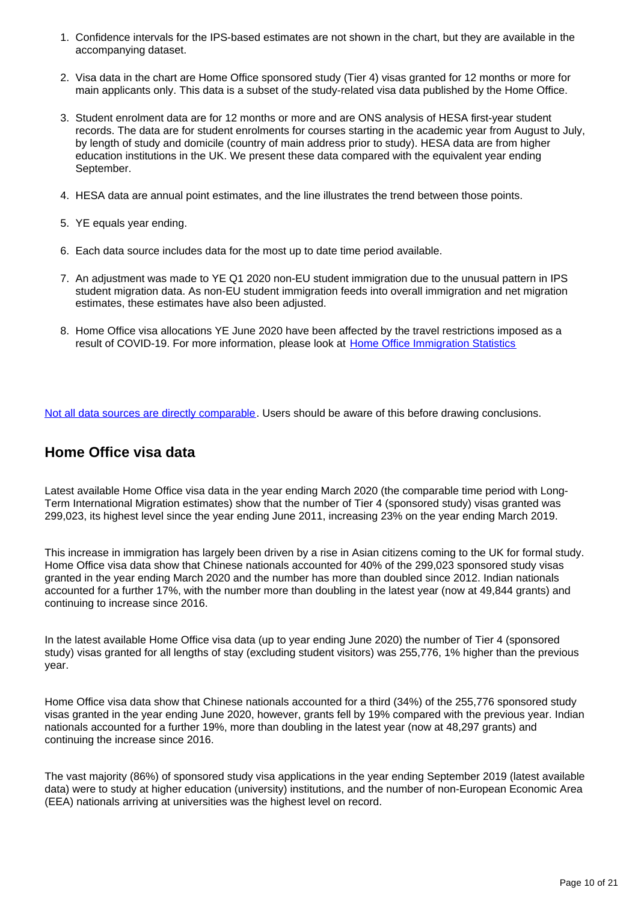1. Confidence intervals for the IPS-based estimates are not shown in the chart, but they are available in the accompanying dataset.
2. Visa data in the chart are Home Office sponsored study (Tier 4) visas granted for 12 months or more for main applicants only. This data is a subset of the study-related visa data published by the Home Office.
3. Student enrolment data are for 12 months or more and are ONS analysis of HESA first-year student records. The data are for student enrolments for courses starting in the academic year from August to July, by length of study and domicile (country of main address prior to study). HESA data are from higher education institutions in the UK. We present these data compared with the equivalent year ending September.
4. HESA data are annual point estimates, and the line illustrates the trend between those points.
5. YE equals year ending.
6. Each data source includes data for the most up to date time period available.
7. An adjustment was made to YE Q1 2020 non-EU student immigration due to the unusual pattern in IPS student migration data. As non-EU student immigration feeds into overall immigration and net migration estimates, these estimates have also been adjusted.
8. Home Office visa allocations YE June 2020 have been affected by the travel restrictions imposed as a result of COVID-19. For more information, please look at Home Office Immigration Statistics

Not all data sources are directly comparable. Users should be aware of this before drawing conclusions.

## Home Office visa data

Latest available Home Office visa data in the year ending March 2020 (the comparable time period with Long-Term International Migration estimates) show that the number of Tier 4 (sponsored study) visas granted was 299,023, its highest level since the year ending June 2011, increasing 23% on the year ending March 2019.

This increase in immigration has largely been driven by a rise in Asian citizens coming to the UK for formal study. Home Office visa data show that Chinese nationals accounted for 40% of the 299,023 sponsored study visas granted in the year ending March 2020 and the number has more than doubled since 2012. Indian nationals accounted for a further 17%, with the number more than doubling in the latest year (now at 49,844 grants) and continuing to increase since 2016.

In the latest available Home Office visa data (up to year ending June 2020) the number of Tier 4 (sponsored study) visas granted for all lengths of stay (excluding student visitors) was 255,776, 1% higher than the previous year.

Home Office visa data show that Chinese nationals accounted for a third (34%) of the 255,776 sponsored study visas granted in the year ending June 2020, however, grants fell by 19% compared with the previous year. Indian nationals accounted for a further 19%, more than doubling in the latest year (now at 48,297 grants) and continuing the increase since 2016.

The vast majority (86%) of sponsored study visa applications in the year ending September 2019 (latest available data) were to study at higher education (university) institutions, and the number of non-European Economic Area (EEA) nationals arriving at universities was the highest level on record.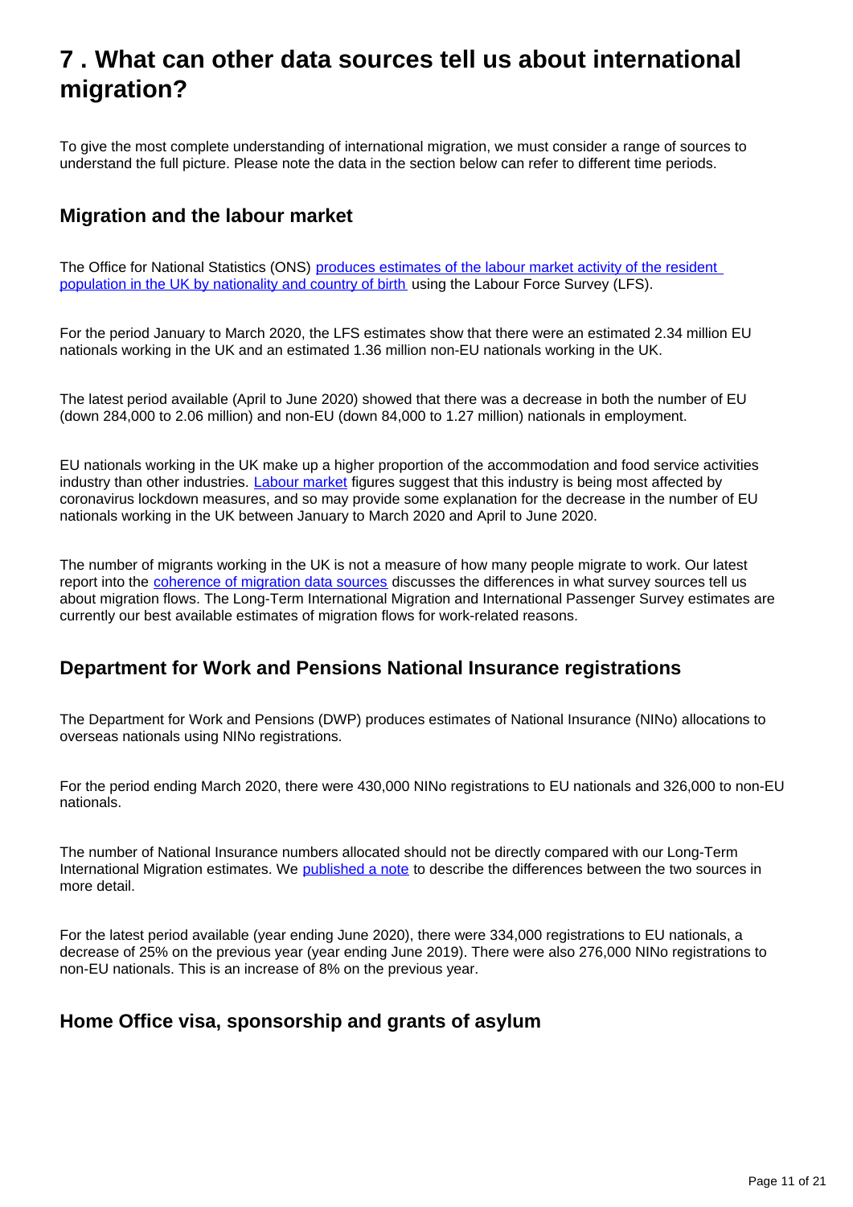## 7 . What can other data sources tell us about international migration?

To give the most complete understanding of international migration, we must consider a range of sources to understand the full picture. Please note the data in the section below can refer to different time periods.

### Migration and the labour market

The Office for National Statistics (ONS) produces estimates of the labour market activity of the resident population in the UK by nationality and country of birth using the Labour Force Survey (LFS).

For the period January to March 2020, the LFS estimates show that there were an estimated 2.34 million EU nationals working in the UK and an estimated 1.36 million non-EU nationals working in the UK.

The latest period available (April to June 2020) showed that there was a decrease in both the number of EU (down 284,000 to 2.06 million) and non-EU (down 84,000 to 1.27 million) nationals in employment.

EU nationals working in the UK make up a higher proportion of the accommodation and food service activities industry than other industries. Labour market figures suggest that this industry is being most affected by coronavirus lockdown measures, and so may provide some explanation for the decrease in the number of EU nationals working in the UK between January to March 2020 and April to June 2020.

The number of migrants working in the UK is not a measure of how many people migrate to work. Our latest report into the coherence of migration data sources discusses the differences in what survey sources tell us about migration flows. The Long-Term International Migration and International Passenger Survey estimates are currently our best available estimates of migration flows for work-related reasons.

### Department for Work and Pensions National Insurance registrations

The Department for Work and Pensions (DWP) produces estimates of National Insurance (NINo) allocations to overseas nationals using NINo registrations.

For the period ending March 2020, there were 430,000 NINo registrations to EU nationals and 326,000 to non-EU nationals.

The number of National Insurance numbers allocated should not be directly compared with our Long-Term International Migration estimates. We published a note to describe the differences between the two sources in more detail.

For the latest period available (year ending June 2020), there were 334,000 registrations to EU nationals, a decrease of 25% on the previous year (year ending June 2019). There were also 276,000 NINo registrations to non-EU nationals. This is an increase of 8% on the previous year.

### Home Office visa, sponsorship and grants of asylum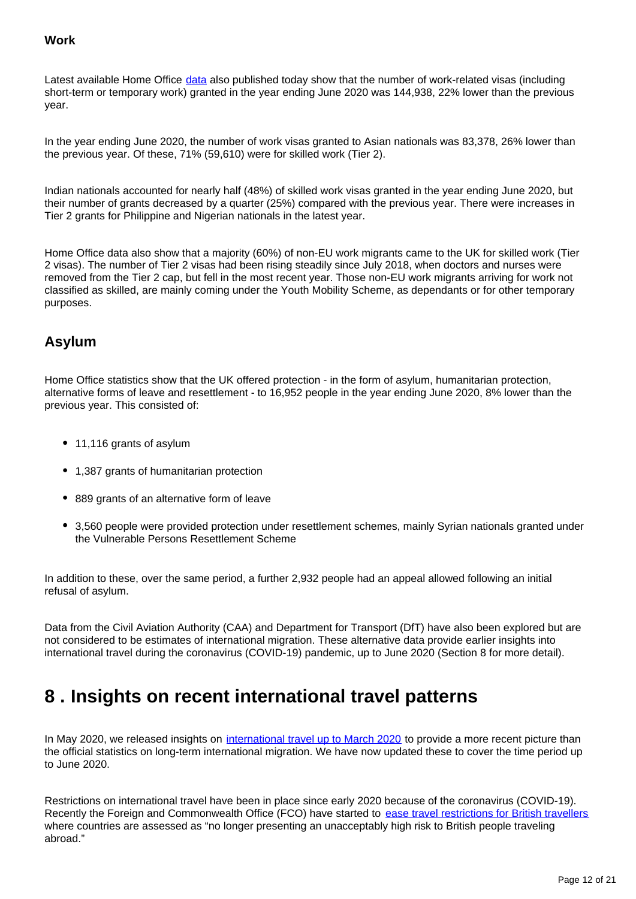### Work

Latest available Home Office data also published today show that the number of work-related visas (including short-term or temporary work) granted in the year ending June 2020 was 144,938, 22% lower than the previous year.

In the year ending June 2020, the number of work visas granted to Asian nationals was 83,378, 26% lower than the previous year. Of these, 71% (59,610) were for skilled work (Tier 2).

Indian nationals accounted for nearly half (48%) of skilled work visas granted in the year ending June 2020, but their number of grants decreased by a quarter (25%) compared with the previous year. There were increases in Tier 2 grants for Philippine and Nigerian nationals in the latest year.

Home Office data also show that a majority (60%) of non-EU work migrants came to the UK for skilled work (Tier 2 visas). The number of Tier 2 visas had been rising steadily since July 2018, when doctors and nurses were removed from the Tier 2 cap, but fell in the most recent year. Those non-EU work migrants arriving for work not classified as skilled, are mainly coming under the Youth Mobility Scheme, as dependants or for other temporary purposes.

## Asylum

Home Office statistics show that the UK offered protection - in the form of asylum, humanitarian protection, alternative forms of leave and resettlement - to 16,952 people in the year ending June 2020, 8% lower than the previous year. This consisted of:

- 11,116 grants of asylum
- 1,387 grants of humanitarian protection
- 889 grants of an alternative form of leave
- 3,560 people were provided protection under resettlement schemes, mainly Syrian nationals granted under the Vulnerable Persons Resettlement Scheme

In addition to these, over the same period, a further 2,932 people had an appeal allowed following an initial refusal of asylum.

Data from the Civil Aviation Authority (CAA) and Department for Transport (DfT) have also been explored but are not considered to be estimates of international migration. These alternative data provide earlier insights into international travel during the coronavirus (COVID-19) pandemic, up to June 2020 (Section 8 for more detail).

# 8 . Insights on recent international travel patterns

In May 2020, we released insights on international travel up to March 2020 to provide a more recent picture than the official statistics on long-term international migration. We have now updated these to cover the time period up to June 2020.

Restrictions on international travel have been in place since early 2020 because of the coronavirus (COVID-19). Recently the Foreign and Commonwealth Office (FCO) have started to ease travel restrictions for British travellers where countries are assessed as "no longer presenting an unacceptably high risk to British people traveling abroad."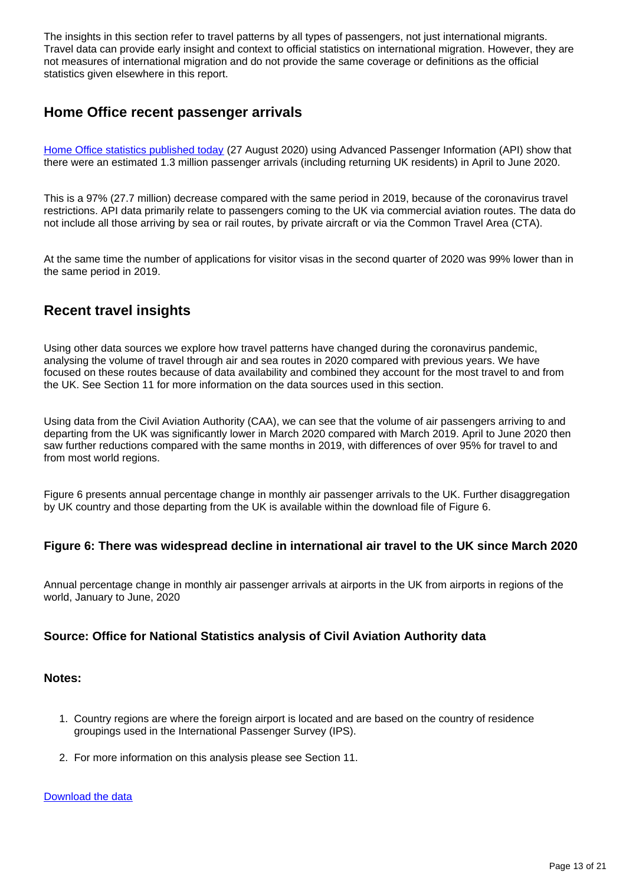The insights in this section refer to travel patterns by all types of passengers, not just international migrants. Travel data can provide early insight and context to official statistics on international migration. However, they are not measures of international migration and do not provide the same coverage or definitions as the official statistics given elsewhere in this report.

## Home Office recent passenger arrivals

[Home Office statistics published today](#) (27 August 2020) using Advanced Passenger Information (API) show that there were an estimated 1.3 million passenger arrivals (including returning UK residents) in April to June 2020.

This is a 97% (27.7 million) decrease compared with the same period in 2019, because of the coronavirus travel restrictions. API data primarily relate to passengers coming to the UK via commercial aviation routes. The data do not include all those arriving by sea or rail routes, by private aircraft or via the Common Travel Area (CTA).

At the same time the number of applications for visitor visas in the second quarter of 2020 was 99% lower than in the same period in 2019.

## Recent travel insights

Using other data sources we explore how travel patterns have changed during the coronavirus pandemic, analysing the volume of travel through air and sea routes in 2020 compared with previous years. We have focused on these routes because of data availability and combined they account for the most travel to and from the UK. See Section 11 for more information on the data sources used in this section.

Using data from the Civil Aviation Authority (CAA), we can see that the volume of air passengers arriving to and departing from the UK was significantly lower in March 2020 compared with March 2019. April to June 2020 then saw further reductions compared with the same months in 2019, with differences of over 95% for travel to and from most world regions.

Figure 6 presents annual percentage change in monthly air passenger arrivals to the UK. Further disaggregation by UK country and those departing from the UK is available within the download file of Figure 6.

### Figure 6: There was widespread decline in international air travel to the UK since March 2020

Annual percentage change in monthly air passenger arrivals at airports in the UK from airports in regions of the world, January to June, 2020

### Source: Office for National Statistics analysis of Civil Aviation Authority data

### Notes:

1. Country regions are where the foreign airport is located and are based on the country of residence groupings used in the International Passenger Survey (IPS).
2. For more information on this analysis please see Section 11.

[Download the data](#)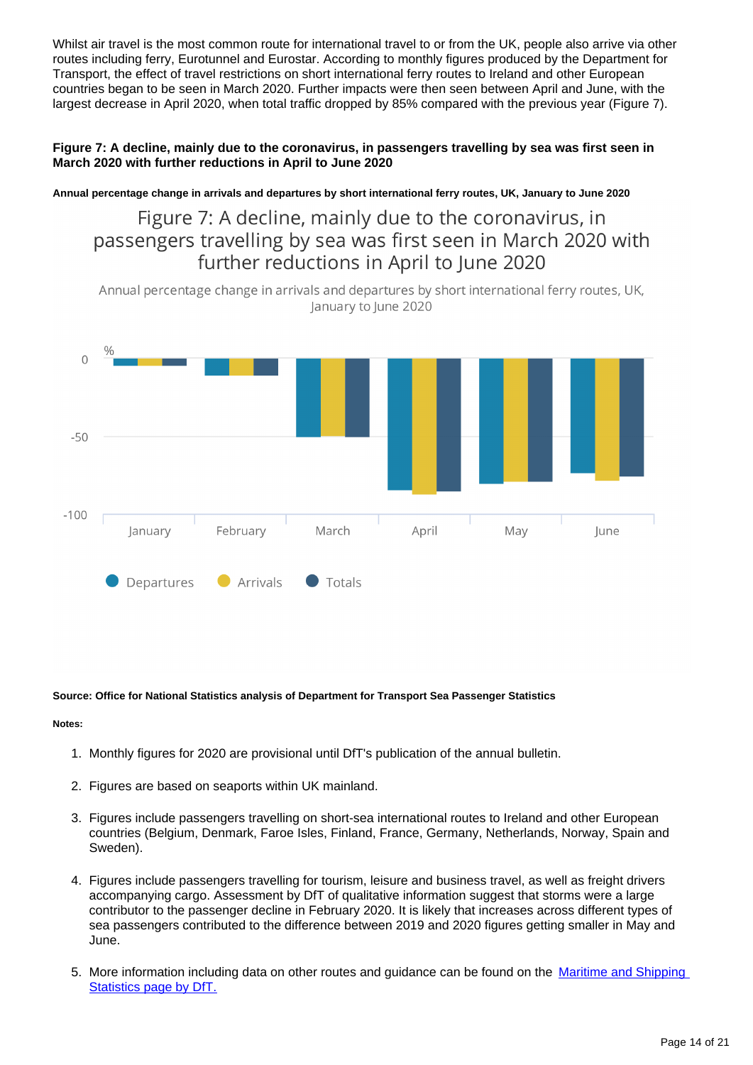Whilst air travel is the most common route for international travel to or from the UK, people also arrive via other routes including ferry, Eurotunnel and Eurostar. According to monthly figures produced by the Department for Transport, the effect of travel restrictions on short international ferry routes to Ireland and other European countries began to be seen in March 2020. Further impacts were then seen between April and June, with the largest decrease in April 2020, when total traffic dropped by 85% compared with the previous year (Figure 7).

**Figure 7: A decline, mainly due to the coronavirus, in passengers travelling by sea was first seen in March 2020 with further reductions in April to June 2020**

**Annual percentage change in arrivals and departures by short international ferry routes, UK, January to June 2020**

Figure 7: A decline, mainly due to the coronavirus, in passengers travelling by sea was first seen in March 2020 with further reductions in April to June 2020

Annual percentage change in arrivals and departures by short international ferry routes, UK, January to June 2020

**Source: Office for National Statistics analysis of Department for Transport Sea Passenger Statistics**

**Notes:**

1. Monthly figures for 2020 are provisional until DfT's publication of the annual bulletin.
2. Figures are based on seaports within UK mainland.
3. Figures include passengers travelling on short-sea international routes to Ireland and other European countries (Belgium, Denmark, Faroe Isles, Finland, France, Germany, Netherlands, Norway, Spain and Sweden).
4. Figures include passengers travelling for tourism, leisure and business travel, as well as freight drivers accompanying cargo. Assessment by DfT of qualitative information suggest that storms were a large contributor to the passenger decline in February 2020. It is likely that increases across different types of sea passengers contributed to the difference between 2019 and 2020 figures getting smaller in May and June.
5. More information including data on other routes and guidance can be found on the [Maritime and Shipping Statistics page by DfT.](#)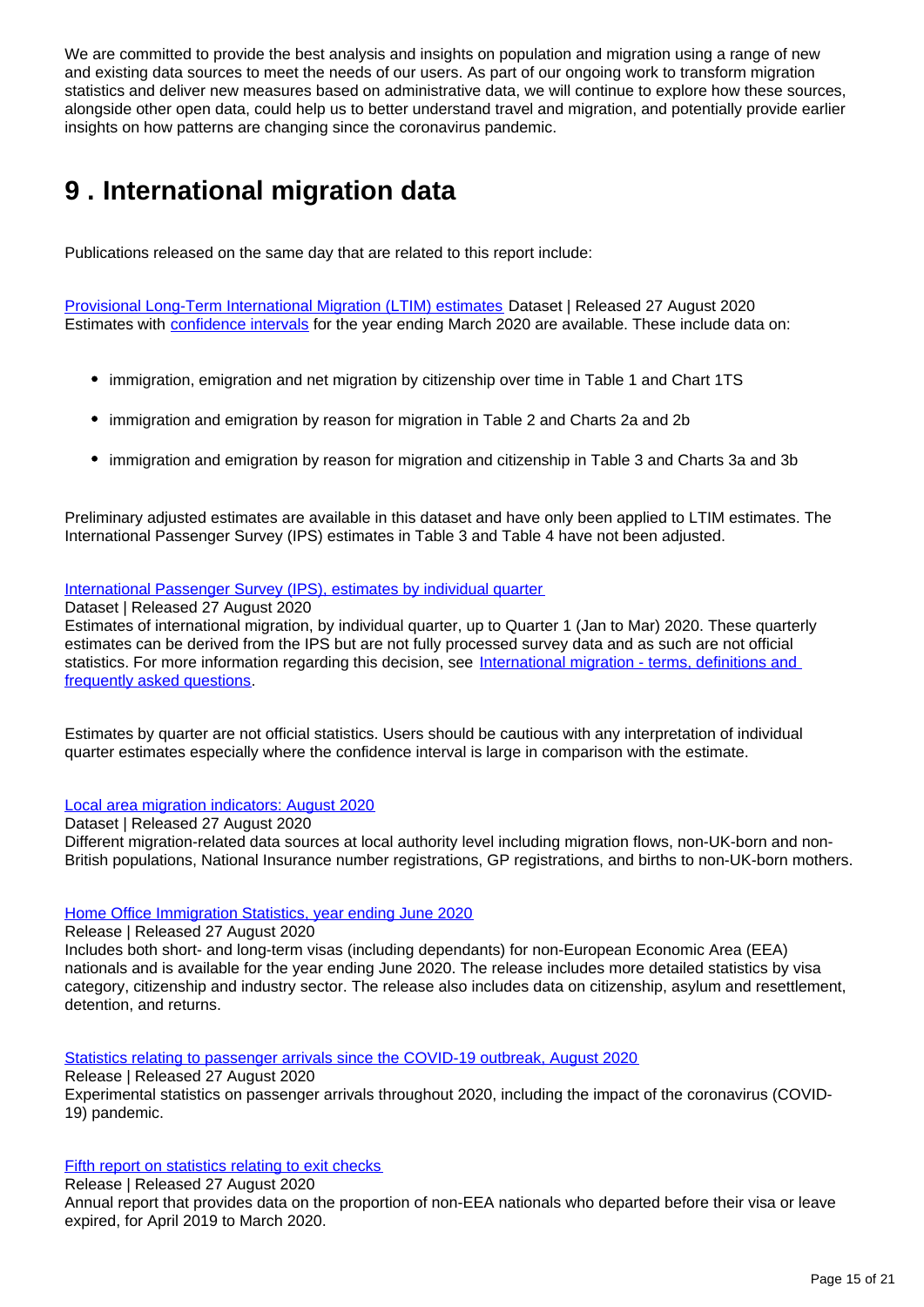We are committed to provide the best analysis and insights on population and migration using a range of new and existing data sources to meet the needs of our users. As part of our ongoing work to transform migration statistics and deliver new measures based on administrative data, we will continue to explore how these sources, alongside other open data, could help us to better understand travel and migration, and potentially provide earlier insights on how patterns are changing since the coronavirus pandemic.

# 9 . International migration data

Publications released on the same day that are related to this report include:

Provisional Long-Term International Migration (LTIM) estimates Dataset | Released 27 August 2020
Estimates with confidence intervals for the year ending March 2020 are available. These include data on:

- immigration, emigration and net migration by citizenship over time in Table 1 and Chart 1TS
- immigration and emigration by reason for migration in Table 2 and Charts 2a and 2b
- immigration and emigration by reason for migration and citizenship in Table 3 and Charts 3a and 3b

Preliminary adjusted estimates are available in this dataset and have only been applied to LTIM estimates. The International Passenger Survey (IPS) estimates in Table 3 and Table 4 have not been adjusted.

International Passenger Survey (IPS), estimates by individual quarter
Dataset | Released 27 August 2020
Estimates of international migration, by individual quarter, up to Quarter 1 (Jan to Mar) 2020. These quarterly estimates can be derived from the IPS but are not fully processed survey data and as such are not official statistics. For more information regarding this decision, see International migration - terms, definitions and frequently asked questions.

Estimates by quarter are not official statistics. Users should be cautious with any interpretation of individual quarter estimates especially where the confidence interval is large in comparison with the estimate.

Local area migration indicators: August 2020
Dataset | Released 27 August 2020
Different migration-related data sources at local authority level including migration flows, non-UK-born and non-British populations, National Insurance number registrations, GP registrations, and births to non-UK-born mothers.

Home Office Immigration Statistics, year ending June 2020
Release | Released 27 August 2020
Includes both short- and long-term visas (including dependants) for non-European Economic Area (EEA) nationals and is available for the year ending June 2020. The release includes more detailed statistics by visa category, citizenship and industry sector. The release also includes data on citizenship, asylum and resettlement, detention, and returns.

Statistics relating to passenger arrivals since the COVID-19 outbreak, August 2020
Release | Released 27 August 2020
Experimental statistics on passenger arrivals throughout 2020, including the impact of the coronavirus (COVID-19) pandemic.

Fifth report on statistics relating to exit checks
Release | Released 27 August 2020
Annual report that provides data on the proportion of non-EEA nationals who departed before their visa or leave expired, for April 2019 to March 2020.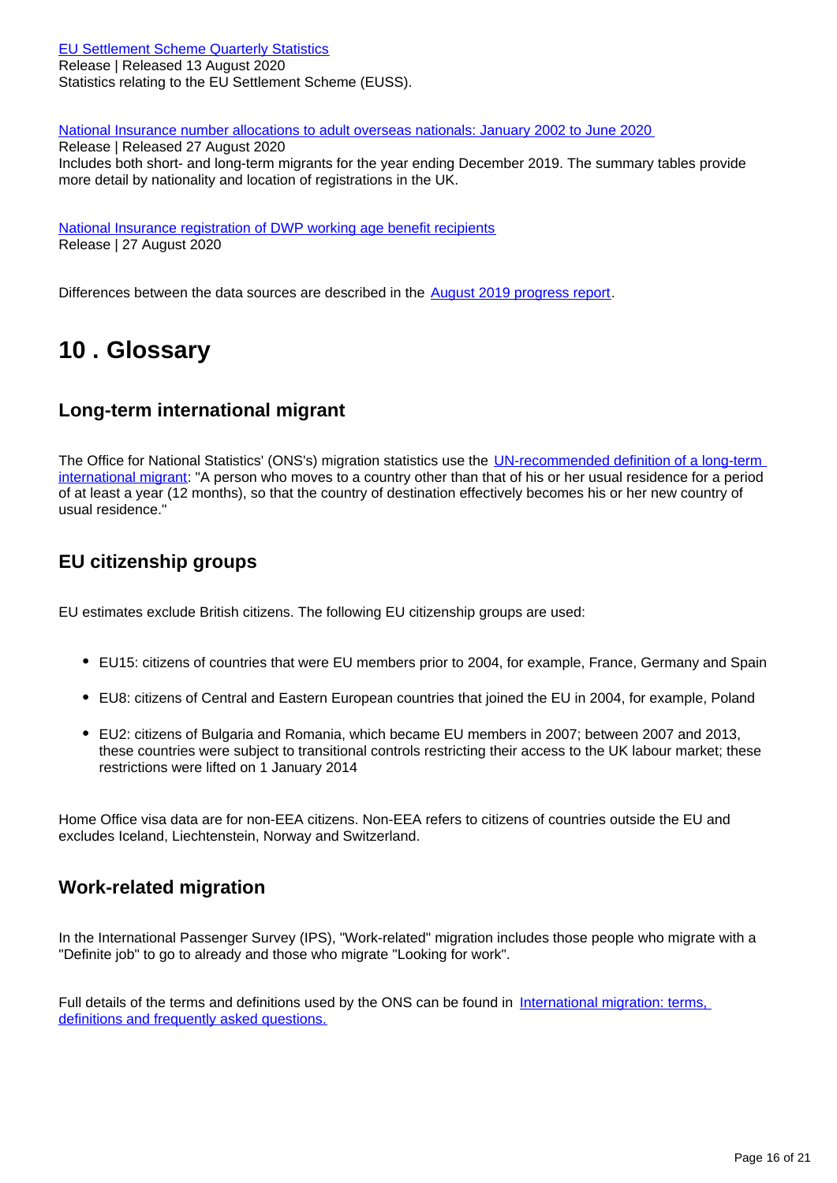[EU Settlement Scheme Quarterly Statistics](#)
Release | Released 13 August 2020
Statistics relating to the EU Settlement Scheme (EUSS).

[National Insurance number allocations to adult overseas nationals: January 2002 to June 2020](#)
Release | Released 27 August 2020
Includes both short- and long-term migrants for the year ending December 2019. The summary tables provide more detail by nationality and location of registrations in the UK.

[National Insurance registration of DWP working age benefit recipients](#)
Release | 27 August 2020

Differences between the data sources are described in the [August 2019 progress report](#).

## 10 . Glossary

### Long-term international migrant

The Office for National Statistics' (ONS's) migration statistics use the [UN-recommended definition of a long-term international migrant](#): "A person who moves to a country other than that of his or her usual residence for a period of at least a year (12 months), so that the country of destination effectively becomes his or her new country of usual residence."

### EU citizenship groups

EU estimates exclude British citizens. The following EU citizenship groups are used:

- EU15: citizens of countries that were EU members prior to 2004, for example, France, Germany and Spain
- EU8: citizens of Central and Eastern European countries that joined the EU in 2004, for example, Poland
- EU2: citizens of Bulgaria and Romania, which became EU members in 2007; between 2007 and 2013, these countries were subject to transitional controls restricting their access to the UK labour market; these restrictions were lifted on 1 January 2014

Home Office visa data are for non-EEA citizens. Non-EEA refers to citizens of countries outside the EU and excludes Iceland, Liechtenstein, Norway and Switzerland.

### Work-related migration

In the International Passenger Survey (IPS), "Work-related" migration includes those people who migrate with a "Definite job" to go to already and those who migrate "Looking for work".

Full details of the terms and definitions used by the ONS can be found in [International migration: terms, definitions and frequently asked questions.](#)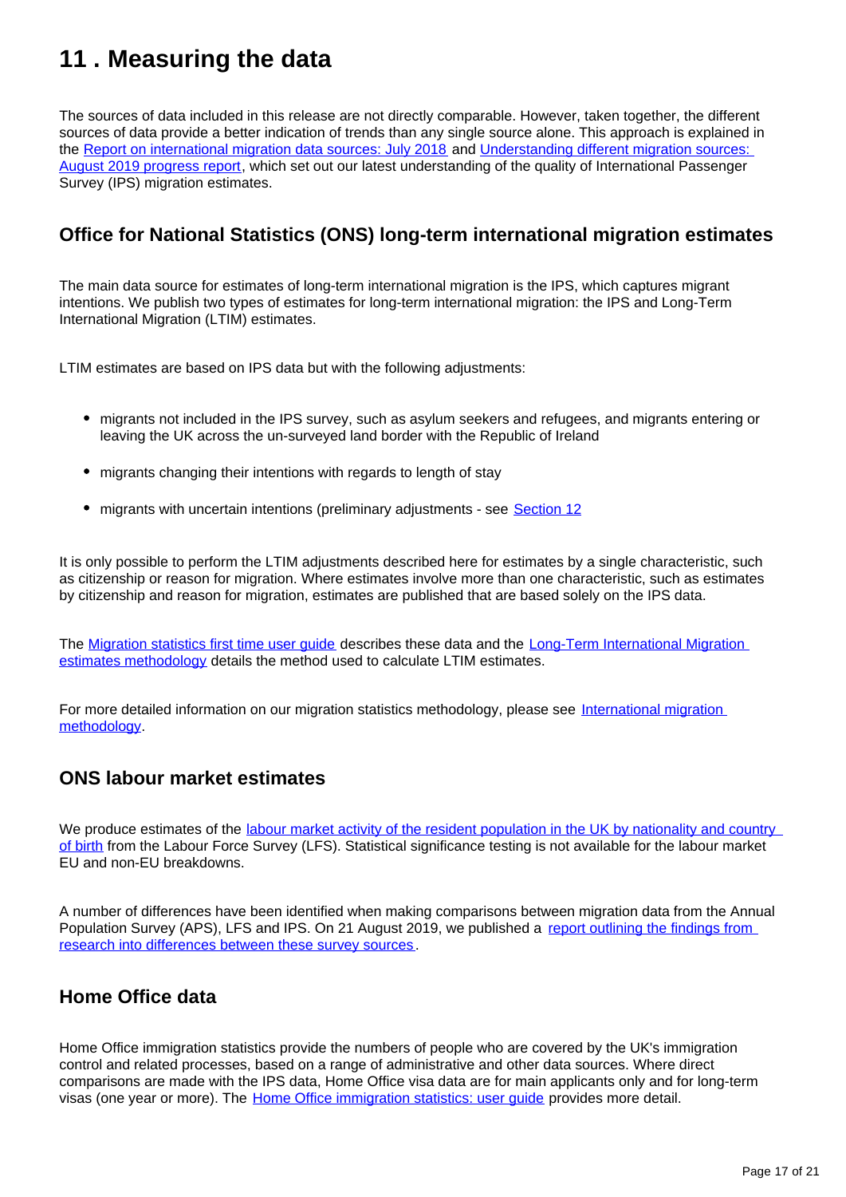# 11 . Measuring the data

The sources of data included in this release are not directly comparable. However, taken together, the different sources of data provide a better indication of trends than any single source alone. This approach is explained in the Report on international migration data sources: July 2018 and Understanding different migration sources: August 2019 progress report, which set out our latest understanding of the quality of International Passenger Survey (IPS) migration estimates.

## Office for National Statistics (ONS) long-term international migration estimates

The main data source for estimates of long-term international migration is the IPS, which captures migrant intentions. We publish two types of estimates for long-term international migration: the IPS and Long-Term International Migration (LTIM) estimates.

LTIM estimates are based on IPS data but with the following adjustments:

- migrants not included in the IPS survey, such as asylum seekers and refugees, and migrants entering or leaving the UK across the un-surveyed land border with the Republic of Ireland
- migrants changing their intentions with regards to length of stay
- migrants with uncertain intentions (preliminary adjustments - see Section 12

It is only possible to perform the LTIM adjustments described here for estimates by a single characteristic, such as citizenship or reason for migration. Where estimates involve more than one characteristic, such as estimates by citizenship and reason for migration, estimates are published that are based solely on the IPS data.

The Migration statistics first time user guide describes these data and the Long-Term International Migration estimates methodology details the method used to calculate LTIM estimates.

For more detailed information on our migration statistics methodology, please see International migration methodology.

## ONS labour market estimates

We produce estimates of the labour market activity of the resident population in the UK by nationality and country of birth from the Labour Force Survey (LFS). Statistical significance testing is not available for the labour market EU and non-EU breakdowns.

A number of differences have been identified when making comparisons between migration data from the Annual Population Survey (APS), LFS and IPS. On 21 August 2019, we published a report outlining the findings from research into differences between these survey sources.

## Home Office data

Home Office immigration statistics provide the numbers of people who are covered by the UK's immigration control and related processes, based on a range of administrative and other data sources. Where direct comparisons are made with the IPS data, Home Office visa data are for main applicants only and for long-term visas (one year or more). The Home Office immigration statistics: user guide provides more detail.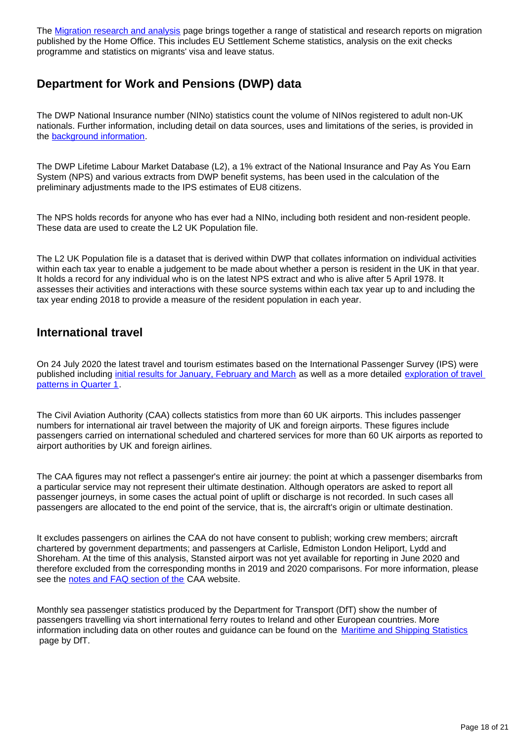The [Migration research and analysis](#) page brings together a range of statistical and research reports on migration published by the Home Office. This includes EU Settlement Scheme statistics, analysis on the exit checks programme and statistics on migrants' visa and leave status.

## Department for Work and Pensions (DWP) data

The DWP National Insurance number (NINo) statistics count the volume of NINos registered to adult non-UK nationals. Further information, including detail on data sources, uses and limitations of the series, is provided in the [background information](#).

The DWP Lifetime Labour Market Database (L2), a 1% extract of the National Insurance and Pay As You Earn System (NPS) and various extracts from DWP benefit systems, has been used in the calculation of the preliminary adjustments made to the IPS estimates of EU8 citizens.

The NPS holds records for anyone who has ever had a NINo, including both resident and non-resident people. These data are used to create the L2 UK Population file.

The L2 UK Population file is a dataset that is derived within DWP that collates information on individual activities within each tax year to enable a judgement to be made about whether a person is resident in the UK in that year. It holds a record for any individual who is on the latest NPS extract and who is alive after 5 April 1978. It assesses their activities and interactions with these source systems within each tax year up to and including the tax year ending 2018 to provide a measure of the resident population in each year.

## International travel

On 24 July 2020 the latest travel and tourism estimates based on the International Passenger Survey (IPS) were published including [initial results for January, February and March](#) as well as a more detailed [exploration of travel patterns in Quarter 1](#).

The Civil Aviation Authority (CAA) collects statistics from more than 60 UK airports. This includes passenger numbers for international air travel between the majority of UK and foreign airports. These figures include passengers carried on international scheduled and chartered services for more than 60 UK airports as reported to airport authorities by UK and foreign airlines.

The CAA figures may not reflect a passenger's entire air journey: the point at which a passenger disembarks from a particular service may not represent their ultimate destination. Although operators are asked to report all passenger journeys, in some cases the actual point of uplift or discharge is not recorded. In such cases all passengers are allocated to the end point of the service, that is, the aircraft's origin or ultimate destination.

It excludes passengers on airlines the CAA do not have consent to publish; working crew members; aircraft chartered by government departments; and passengers at Carlisle, Edmiston London Heliport, Lydd and Shoreham. At the time of this analysis, Stansted airport was not yet available for reporting in June 2020 and therefore excluded from the corresponding months in 2019 and 2020 comparisons. For more information, please see the [notes and FAQ section of the](#) CAA website.

Monthly sea passenger statistics produced by the Department for Transport (DfT) show the number of passengers travelling via short international ferry routes to Ireland and other European countries. More information including data on other routes and guidance can be found on the [Maritime and Shipping Statistics](#) page by DfT.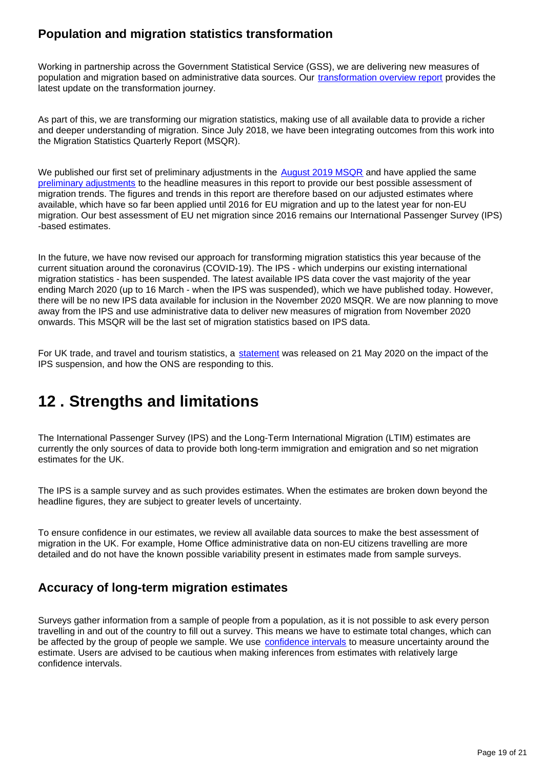### Population and migration statistics transformation

Working in partnership across the Government Statistical Service (GSS), we are delivering new measures of population and migration based on administrative data sources. Our transformation overview report provides the latest update on the transformation journey.

As part of this, we are transforming our migration statistics, making use of all available data to provide a richer and deeper understanding of migration. Since July 2018, we have been integrating outcomes from this work into the Migration Statistics Quarterly Report (MSQR).

We published our first set of preliminary adjustments in the August 2019 MSQR and have applied the same preliminary adjustments to the headline measures in this report to provide our best possible assessment of migration trends. The figures and trends in this report are therefore based on our adjusted estimates where available, which have so far been applied until 2016 for EU migration and up to the latest year for non-EU migration. Our best assessment of EU net migration since 2016 remains our International Passenger Survey (IPS) -based estimates.

In the future, we have now revised our approach for transforming migration statistics this year because of the current situation around the coronavirus (COVID-19). The IPS - which underpins our existing international migration statistics - has been suspended. The latest available IPS data cover the vast majority of the year ending March 2020 (up to 16 March - when the IPS was suspended), which we have published today. However, there will be no new IPS data available for inclusion in the November 2020 MSQR. We are now planning to move away from the IPS and use administrative data to deliver new measures of migration from November 2020 onwards. This MSQR will be the last set of migration statistics based on IPS data.

For UK trade, and travel and tourism statistics, a statement was released on 21 May 2020 on the impact of the IPS suspension, and how the ONS are responding to this.

## 12 . Strengths and limitations

The International Passenger Survey (IPS) and the Long-Term International Migration (LTIM) estimates are currently the only sources of data to provide both long-term immigration and emigration and so net migration estimates for the UK.

The IPS is a sample survey and as such provides estimates. When the estimates are broken down beyond the headline figures, they are subject to greater levels of uncertainty.

To ensure confidence in our estimates, we review all available data sources to make the best assessment of migration in the UK. For example, Home Office administrative data on non-EU citizens travelling are more detailed and do not have the known possible variability present in estimates made from sample surveys.

### Accuracy of long-term migration estimates

Surveys gather information from a sample of people from a population, as it is not possible to ask every person travelling in and out of the country to fill out a survey. This means we have to estimate total changes, which can be affected by the group of people we sample. We use confidence intervals to measure uncertainty around the estimate. Users are advised to be cautious when making inferences from estimates with relatively large confidence intervals.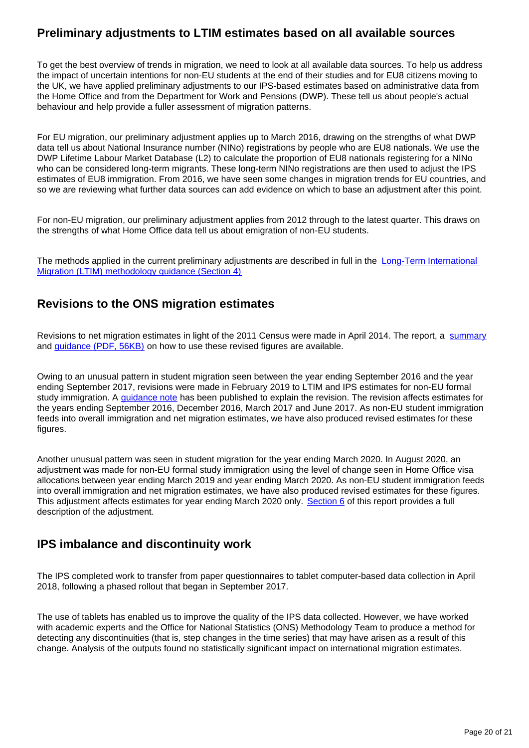## Preliminary adjustments to LTIM estimates based on all available sources

To get the best overview of trends in migration, we need to look at all available data sources. To help us address the impact of uncertain intentions for non-EU students at the end of their studies and for EU8 citizens moving to the UK, we have applied preliminary adjustments to our IPS-based estimates based on administrative data from the Home Office and from the Department for Work and Pensions (DWP). These tell us about people's actual behaviour and help provide a fuller assessment of migration patterns.

For EU migration, our preliminary adjustment applies up to March 2016, drawing on the strengths of what DWP data tell us about National Insurance number (NINo) registrations by people who are EU8 nationals. We use the DWP Lifetime Labour Market Database (L2) to calculate the proportion of EU8 nationals registering for a NINo who can be considered long-term migrants. These long-term NINo registrations are then used to adjust the IPS estimates of EU8 immigration. From 2016, we have seen some changes in migration trends for EU countries, and so we are reviewing what further data sources can add evidence on which to base an adjustment after this point.

For non-EU migration, our preliminary adjustment applies from 2012 through to the latest quarter. This draws on the strengths of what Home Office data tell us about emigration of non-EU students.

The methods applied in the current preliminary adjustments are described in full in the Long-Term International Migration (LTIM) methodology guidance (Section 4)

## Revisions to the ONS migration estimates

Revisions to net migration estimates in light of the 2011 Census were made in April 2014. The report, a summary and guidance (PDF, 56KB) on how to use these revised figures are available.

Owing to an unusual pattern in student migration seen between the year ending September 2016 and the year ending September 2017, revisions were made in February 2019 to LTIM and IPS estimates for non-EU formal study immigration. A guidance note has been published to explain the revision. The revision affects estimates for the years ending September 2016, December 2016, March 2017 and June 2017. As non-EU student immigration feeds into overall immigration and net migration estimates, we have also produced revised estimates for these figures.

Another unusual pattern was seen in student migration for the year ending March 2020. In August 2020, an adjustment was made for non-EU formal study immigration using the level of change seen in Home Office visa allocations between year ending March 2019 and year ending March 2020. As non-EU student immigration feeds into overall immigration and net migration estimates, we have also produced revised estimates for these figures. This adjustment affects estimates for year ending March 2020 only. Section 6 of this report provides a full description of the adjustment.

## IPS imbalance and discontinuity work

The IPS completed work to transfer from paper questionnaires to tablet computer-based data collection in April 2018, following a phased rollout that began in September 2017.

The use of tablets has enabled us to improve the quality of the IPS data collected. However, we have worked with academic experts and the Office for National Statistics (ONS) Methodology Team to produce a method for detecting any discontinuities (that is, step changes in the time series) that may have arisen as a result of this change. Analysis of the outputs found no statistically significant impact on international migration estimates.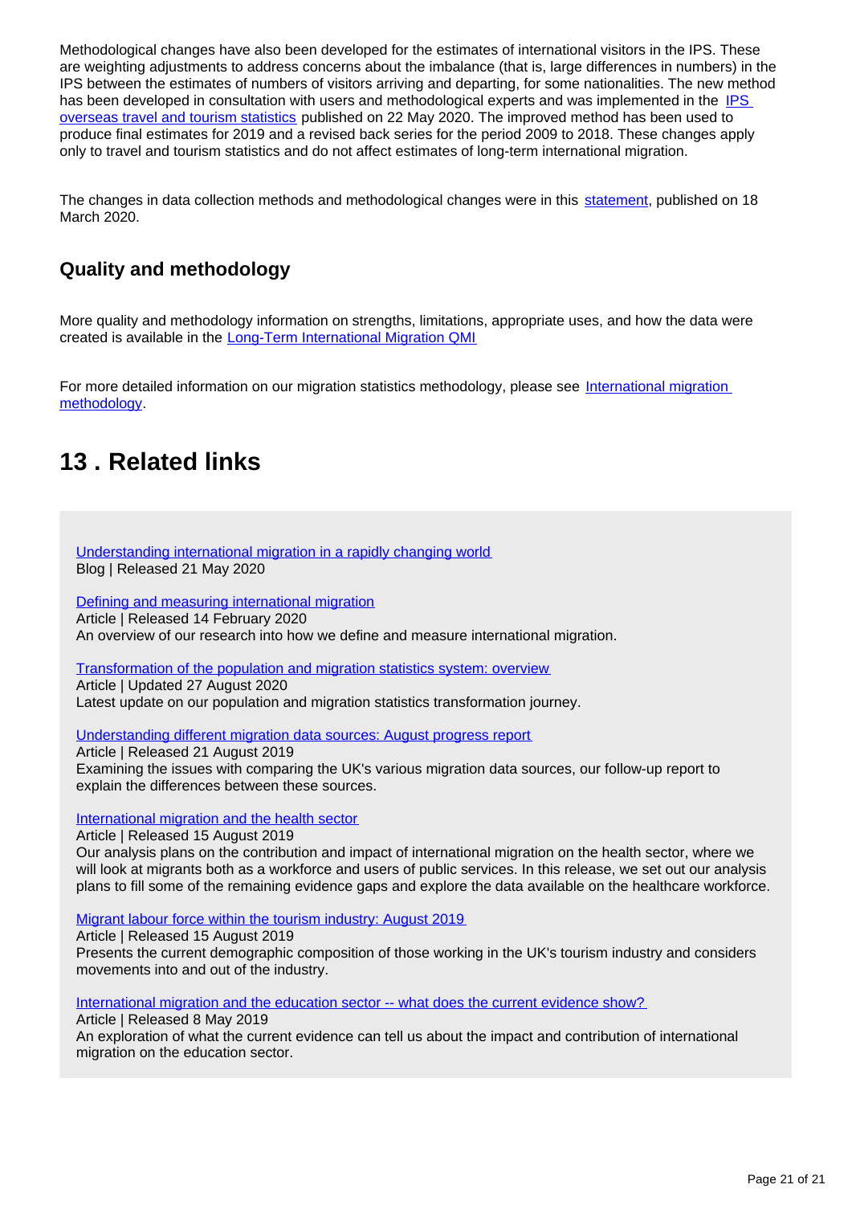Methodological changes have also been developed for the estimates of international visitors in the IPS. These are weighting adjustments to address concerns about the imbalance (that is, large differences in numbers) in the IPS between the estimates of numbers of visitors arriving and departing, for some nationalities. The new method has been developed in consultation with users and methodological experts and was implemented in the [IPS overseas travel and tourism statistics]() published on 22 May 2020. The improved method has been used to produce final estimates for 2019 and a revised back series for the period 2009 to 2018. These changes apply only to travel and tourism statistics and do not affect estimates of long-term international migration.

The changes in data collection methods and methodological changes were in this [statement](), published on 18 March 2020.

### Quality and methodology

More quality and methodology information on strengths, limitations, appropriate uses, and how the data were created is available in the [Long-Term International Migration QMI]()

For more detailed information on our migration statistics methodology, please see [International migration methodology]().

## 13 . Related links

[Understanding international migration in a rapidly changing world]()
Blog | Released 21 May 2020

[Defining and measuring international migration]()
Article | Released 14 February 2020
An overview of our research into how we define and measure international migration.

[Transformation of the population and migration statistics system: overview]()
Article | Updated 27 August 2020
Latest update on our population and migration statistics transformation journey.

[Understanding different migration data sources: August progress report]()
Article | Released 21 August 2019
Examining the issues with comparing the UK's various migration data sources, our follow-up report to explain the differences between these sources.

[International migration and the health sector]()
Article | Released 15 August 2019
Our analysis plans on the contribution and impact of international migration on the health sector, where we will look at migrants both as a workforce and users of public services. In this release, we set out our analysis plans to fill some of the remaining evidence gaps and explore the data available on the healthcare workforce.

[Migrant labour force within the tourism industry: August 2019]()
Article | Released 15 August 2019
Presents the current demographic composition of those working in the UK's tourism industry and considers movements into and out of the industry.

[International migration and the education sector -- what does the current evidence show?]()
Article | Released 8 May 2019
An exploration of what the current evidence can tell us about the impact and contribution of international migration on the education sector.